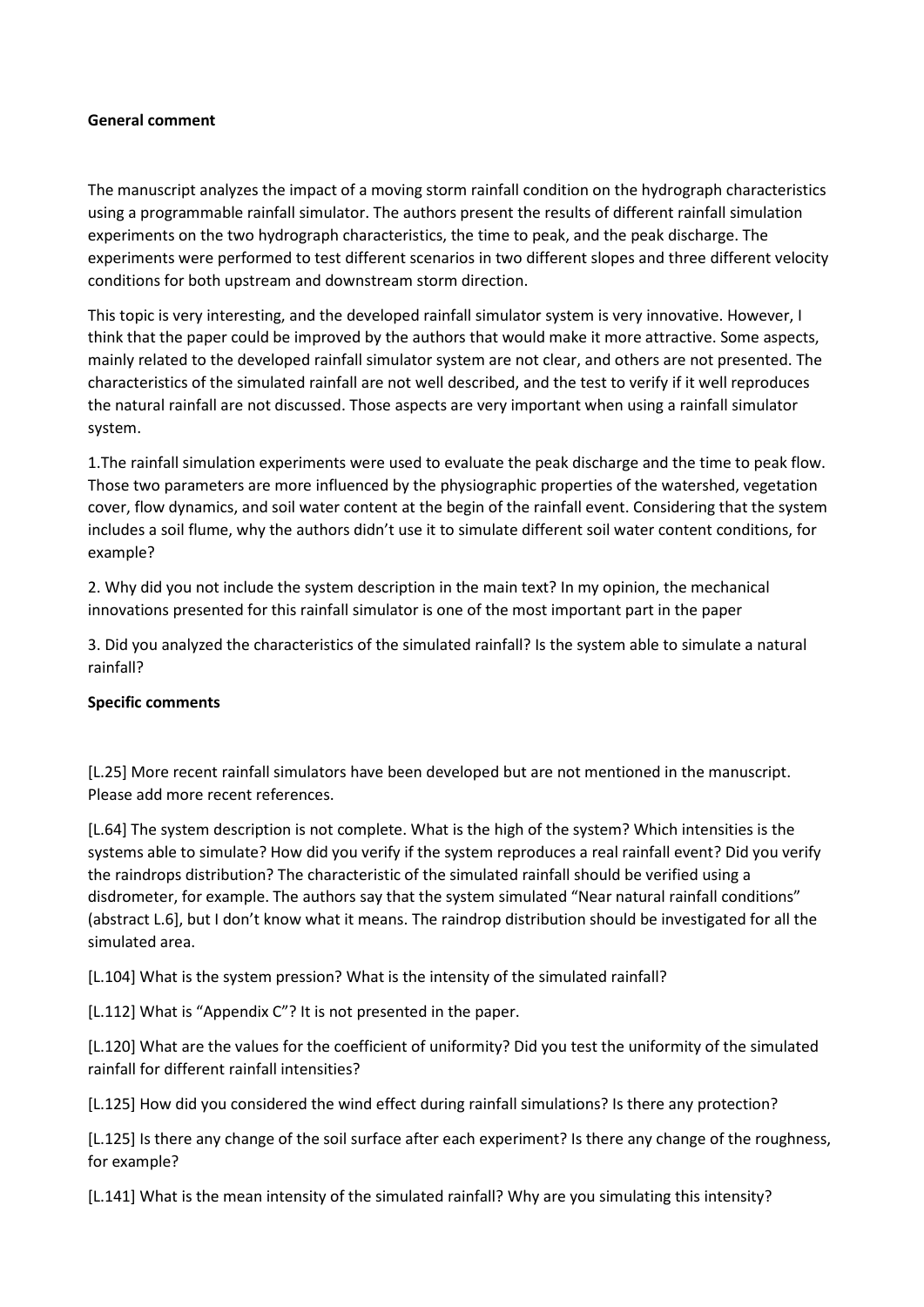**General comment**

The manuscript analyzes the impact of a moving storm rainfall condition on the hydrograph characteristics using a programmable rainfall simulator. The authors present the results of different rainfall simulation experiments on the two hydrograph characteristics, the time to peak, and the peak discharge. The experiments were performed to test different scenarios in two different slopes and three different velocity conditions for both upstream and downstream storm direction.

This topic is very interesting, and the developed rainfall simulator system is very innovative. However, I think that the paper could be improved by the authors that would make it more attractive. Some aspects, mainly related to the developed rainfall simulator system are not clear, and others are not presented. The characteristics of the simulated rainfall are not well described, and the test to verify if it well reproduces the natural rainfall are not discussed. Those aspects are very important when using a rainfall simulator system.

1.The rainfall simulation experiments were used to evaluate the peak discharge and the time to peak flow. Those two parameters are more influenced by the physiographic properties of the watershed, vegetation cover, flow dynamics, and soil water content at the begin of the rainfall event. Considering that the system includes a soil flume, why the authors didn't use it to simulate different soil water content conditions, for example?

2. Why did you not include the system description in the main text? In my opinion, the mechanical innovations presented for this rainfall simulator is one of the most important part in the paper

3. Did you analyzed the characteristics of the simulated rainfall? Is the system able to simulate a natural rainfall?

**Specific comments**

[L.25] More recent rainfall simulators have been developed but are not mentioned in the manuscript. Please add more recent references.

[L.64] The system description is not complete. What is the high of the system? Which intensities is the systems able to simulate? How did you verify if the system reproduces a real rainfall event? Did you verify the raindrops distribution? The characteristic of the simulated rainfall should be verified using a disdrometer, for example. The authors say that the system simulated "Near natural rainfall conditions" (abstract L.6), but I don't know what it means. The raindrop distribution should be investigated for all the simulated area.

[L.104] What is the system pression? What is the intensity of the simulated rainfall?

[L.112] What is "Appendix C"? It is not presented in the paper.

[L.120] What are the values for the coefficient of uniformity? Did you test the uniformity of the simulated rainfall for different rainfall intensities?

[L.125] How did you considered the wind effect during rainfall simulations? Is there any protection?

[L.125] Is there any change of the soil surface after each experiment? Is there any change of the roughness, for example?

[L.141] What is the mean intensity of the simulated rainfall? Why are you simulating this intensity?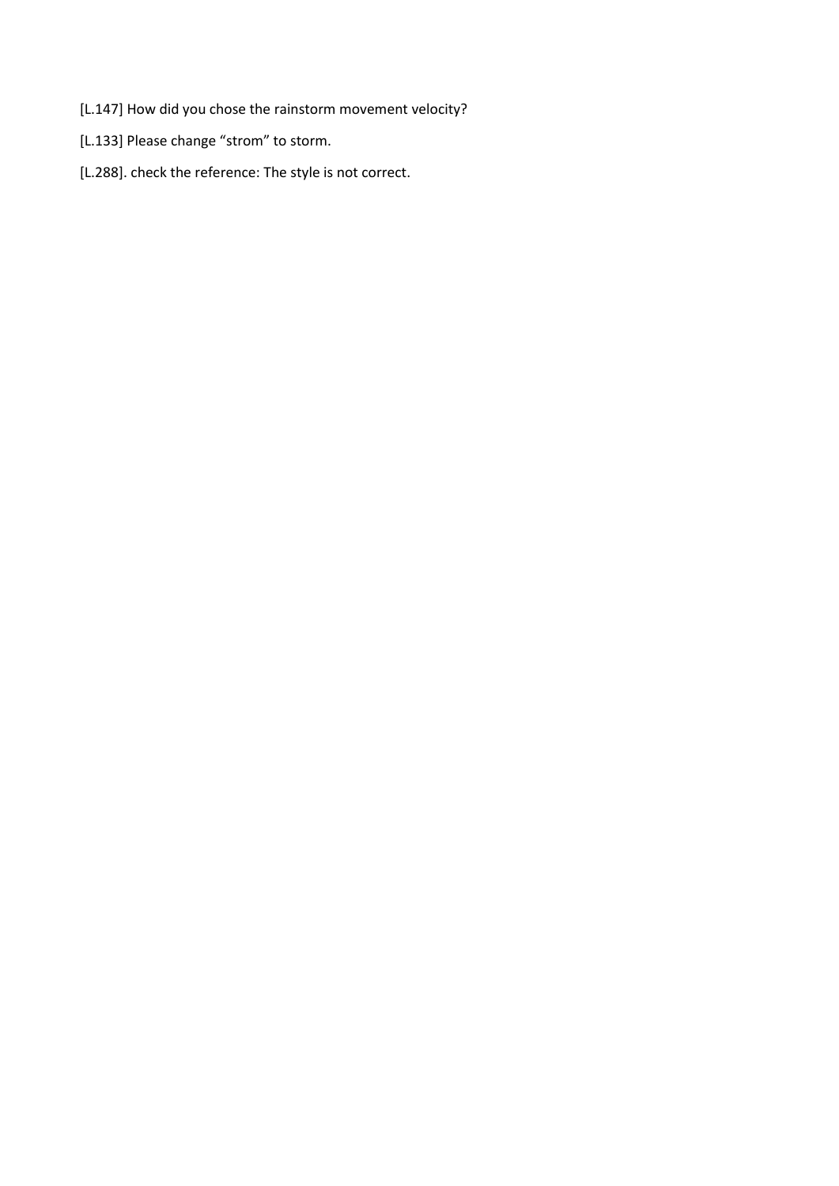[L.147] How did you chose the rainstorm movement velocity?

[L.133] Please change “strom” to storm.

[L.288]. check the reference: The style is not correct.